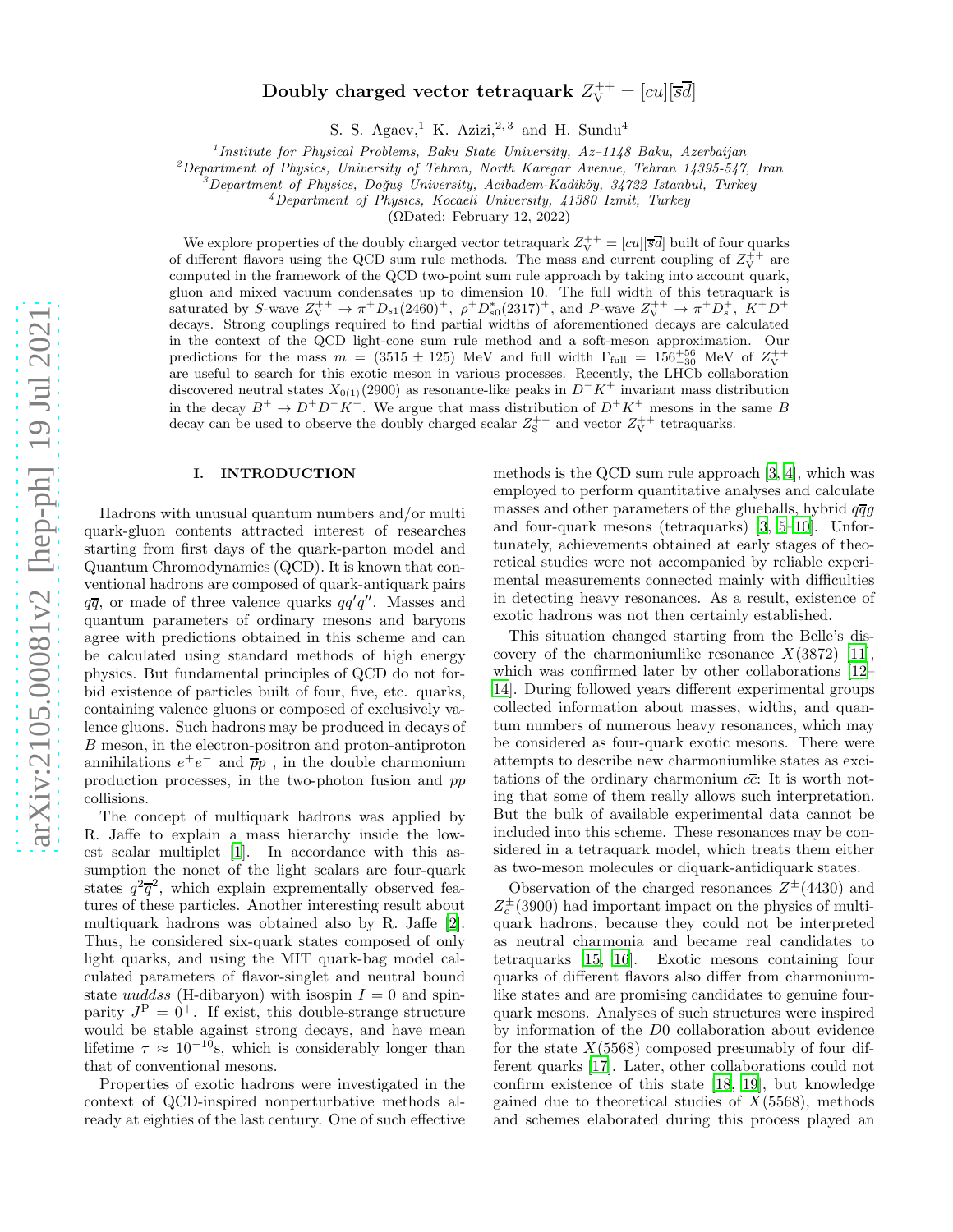# Doubly charged vector tetraquark $Z_{\rm V}^{++} = [cu][\overline{s}\overline{d}]$

S. S. Agaev,[1] K. Azizi,[2,3] and H. Sundu[4]

[1] Institute for Physical Problems, Baku State University, Az–1148 Baku, Azerbaijan
[2] Department of Physics, University of Tehran, North Karegar Avenue, Tehran 14395-547, Iran
[3] Department of Physics, Doğuş University, Acibadem-Kadiköy, 34722 Istanbul, Turkey
[4] Department of Physics, Kocaeli University, 41380 Izmit, Turkey

(ΩDated: February 12, 2022)

We explore properties of the doubly charged vector tetraquark $Z_{\rm V}^{++} = [cu][\overline{s}\overline{d}]$ built of four quarks of different flavors using the QCD sum rule methods. The mass and current coupling of $Z_{\rm V}^{++}$ are computed in the framework of the QCD two-point sum rule approach by taking into account quark, gluon and mixed vacuum condensates up to dimension 10. The full width of this tetraquark is saturated by $S$-wave $Z_{\rm V}^{++} \to \pi^+ D_{s1}(2460)^+$, $\rho^+ D_{s0}^*(2317)^+$, and $P$-wave $Z_{\rm V}^{++} \to \pi^+ D_s^+$, $K^+ D^+$ decays. Strong couplings required to find partial widths of aforementioned decays are calculated in the context of the QCD light-cone sum rule method and a soft-meson approximation. Our predictions for the mass $m = (3515 \pm 125)$ MeV and full width $\Gamma_{\rm full} = 156_{-30}^{+56}$ MeV of $Z_{\rm V}^{++}$ are useful to search for this exotic meson in various processes. Recently, the LHCb collaboration discovered neutral states $X_{0(1)}(2900)$ as resonance-like peaks in $D^- K^+$ invariant mass distribution in the decay $B^+ \to D^+ D^- K^+$. We argue that mass distribution of $D^+ K^+$ mesons in the same $B$ decay can be used to observe the doubly charged scalar $Z_{\rm S}^{++}$ and vector $Z_{\rm V}^{++}$ tetraquarks.

## I. INTRODUCTION

Hadrons with unusual quantum numbers and/or multi quark-gluon contents attracted interest of researches starting from first days of the quark-parton model and Quantum Chromodynamics (QCD). It is known that conventional hadrons are composed of quark-antiquark pairs $q\overline{q}$, or made of three valence quarks $qq'q''$. Masses and quantum parameters of ordinary mesons and baryons agree with predictions obtained in this scheme and can be calculated using standard methods of high energy physics. But fundamental principles of QCD do not forbid existence of particles built of four, five, etc. quarks, containing valence gluons or composed of exclusively valence gluons. Such hadrons may be produced in decays of $B$ meson, in the electron-positron and proton-antiproton annihilations $e^+e^-$ and $\overline{p}p$ , in the double charmonium production processes, in the two-photon fusion and $pp$ collisions.

The concept of multiquark hadrons was applied by R. Jaffe to explain a mass hierarchy inside the lowest scalar multiplet [1]. In accordance with this assumption the nonet of the light scalars are four-quark states $q^2\overline{q}^2$, which explain exprementally observed features of these particles. Another interesting result about multiquark hadrons was obtained also by R. Jaffe [2]. Thus, he considered six-quark states composed of only light quarks, and using the MIT quark-bag model calculated parameters of flavor-singlet and neutral bound state $uuddss$ (H-dibaryon) with isospin $I = 0$ and spin-parity $J^{\rm P} = 0^+$. If exist, this double-strange structure would be stable against strong decays, and have mean lifetime $\tau \approx 10^{-10}$s, which is considerably longer than that of conventional mesons.

Properties of exotic hadrons were investigated in the context of QCD-inspired nonperturbative methods already at eighties of the last century. One of such effective methods is the QCD sum rule approach [3, 4], which was employed to perform quantitative analyses and calculate masses and other parameters of the glueballs, hybrid $q\overline{q}g$ and four-quark mesons (tetraquarks) [3, 5–10]. Unfortunately, achievements obtained at early stages of theoretical studies were not accompanied by reliable experimental measurements connected mainly with difficulties in detecting heavy resonances. As a result, existence of exotic hadrons was not then certainly established.

This situation changed starting from the Belle's discovery of the charmoniumlike resonance $X(3872)$ [11], which was confirmed later by other collaborations [12–14]. During followed years different experimental groups collected information about masses, widths, and quantum numbers of numerous heavy resonances, which may be considered as four-quark exotic mesons. There were attempts to describe new charmoniumlike states as excitations of the ordinary charmonium $c\overline{c}$: It is worth noting that some of them really allows such interpretation. But the bulk of available experimental data cannot be included into this scheme. These resonances may be considered in a tetraquark model, which treats them either as two-meson molecules or diquark-antidiquark states.

Observation of the charged resonances $Z^{\pm}(4430)$ and $Z_c^{\pm}(3900)$ had important impact on the physics of multiquark hadrons, because they could not be interpreted as neutral charmonia and became real candidates to tetraquarks [15, 16]. Exotic mesons containing four quarks of different flavors also differ from charmoniumlike states and are promising candidates to genuine four-quark mesons. Analyses of such structures were inspired by information of the D0 collaboration about evidence for the state $X(5568)$ composed presumably of four different quarks [17]. Later, other collaborations could not confirm existence of this state [18, 19], but knowledge gained due to theoretical studies of $X(5568)$, methods and schemes elaborated during this process played an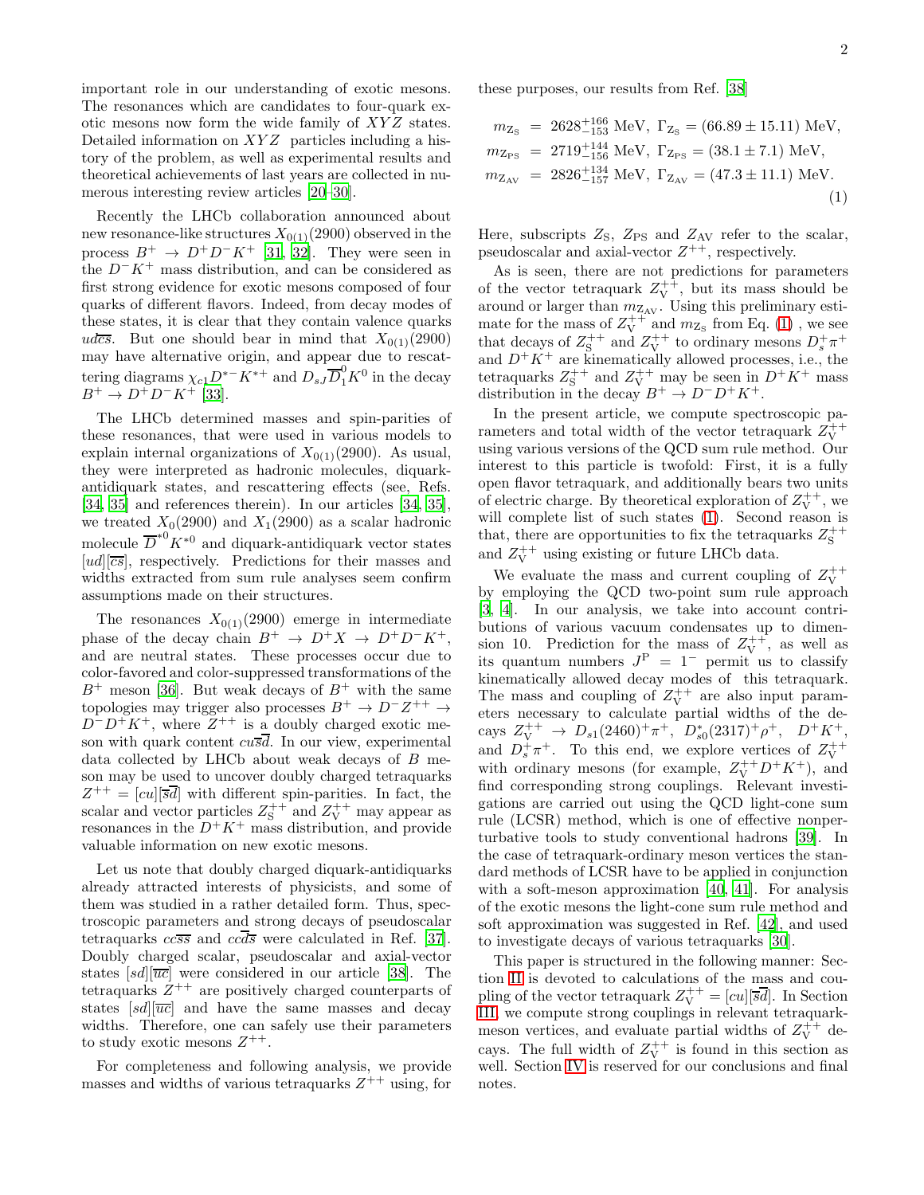important role in our understanding of exotic mesons. The resonances which are candidates to four-quark exotic mesons now form the wide family of $XYZ$ states. Detailed information on $XYZ$ particles including a history of the problem, as well as experimental results and theoretical achievements of last years are collected in numerous interesting review articles [20–30].

Recently the LHCb collaboration announced about new resonance-like structures $X_{0(1)}(2900)$ observed in the process $B^+ \to D^+D^-K^+$ [31, 32]. They were seen in the $D^-K^+$ mass distribution, and can be considered as first strong evidence for exotic mesons composed of four quarks of different flavors. Indeed, from decay modes of these states, it is clear that they contain valence quarks $ud\overline{c}\overline{s}$. But one should bear in mind that $X_{0(1)}(2900)$ may have alternative origin, and appear due to rescattering diagrams $\chi_{c1}D^{*-}K^{*+}$ and $D_{sJ}\overline{D}_1^0K^0$ in the decay $B^+ \to D^+D^-K^+$ [33].

The LHCb determined masses and spin-parities of these resonances, that were used in various models to explain internal organizations of $X_{0(1)}(2900)$. As usual, they were interpreted as hadronic molecules, diquark-antidiquark states, and rescattering effects (see, Refs. [34, 35] and references therein). In our articles [34, 35], we treated $X_0(2900)$ and $X_1(2900)$ as a scalar hadronic molecule $\overline{D}^{*0}K^{*0}$ and diquark-antidiquark vector states $[ud][\overline{cs}]$, respectively. Predictions for their masses and widths extracted from sum rule analyses seem confirm assumptions made on their structures.

The resonances $X_{0(1)}(2900)$ emerge in intermediate phase of the decay chain $B^+ \to D^+X \to D^+D^-K^+$, and are neutral states. These processes occur due to color-favored and color-suppressed transformations of the $B^+$ meson [36]. But weak decays of $B^+$ with the same topologies may trigger also processes $B^+ \to D^-Z^{++} \to D^-D^+K^+$, where $Z^{++}$ is a doubly charged exotic meson with quark content $cu\overline{s}\overline{d}$. In our view, experimental data collected by LHCb about weak decays of $B$ meson may be used to uncover doubly charged tetraquarks $Z^{++} = [cu][\overline{sd}]$ with different spin-parities. In fact, the scalar and vector particles $Z_{\rm S}^{++}$ and $Z_{\rm V}^{++}$ may appear as resonances in the $D^+K^+$ mass distribution, and provide valuable information on new exotic mesons.

Let us note that doubly charged diquark-antidiquarks already attracted interests of physicists, and some of them was studied in a rather detailed form. Thus, spectroscopic parameters and strong decays of pseudoscalar tetraquarks $cc\overline{s}\overline{s}$ and $cc\overline{d}\overline{s}$ were calculated in Ref. [37]. Doubly charged scalar, pseudoscalar and axial-vector states $[sd][\overline{uc}]$ were considered in our article [38]. The tetraquarks $Z^{++}$ are positively charged counterparts of states $[sd][\overline{uc}]$ and have the same masses and decay widths. Therefore, one can safely use their parameters to study exotic mesons $Z^{++}$.

For completeness and following analysis, we provide masses and widths of various tetraquarks $Z^{++}$ using, for these purposes, our results from Ref. [38]

$$
\begin{aligned}
m_{Z_{\rm S}} &= 2628^{+166}_{-153}\ \text{MeV},\ \Gamma_{Z_{\rm S}} = (66.89 \pm 15.11)\ \text{MeV}, \\
m_{Z_{\rm PS}} &= 2719^{+144}_{-156}\ \text{MeV},\ \Gamma_{Z_{\rm PS}} = (38.1 \pm 7.1)\ \text{MeV}, \\
m_{Z_{\rm AV}} &= 2826^{+134}_{-157}\ \text{MeV},\ \Gamma_{Z_{\rm AV}} = (47.3 \pm 11.1)\ \text{MeV}.
\end{aligned} \tag{1}
$$

Here, subscripts $Z_{\rm S}$, $Z_{\rm PS}$ and $Z_{\rm AV}$ refer to the scalar, pseudoscalar and axial-vector $Z^{++}$, respectively.

As is seen, there are not predictions for parameters of the vector tetraquark $Z_{\rm V}^{++}$, but its mass should be around or larger than $m_{Z_{\rm AV}}$. Using this preliminary estimate for the mass of $Z_{\rm V}^{++}$ and $m_{Z_{\rm S}}$ from Eq. (1) , we see that decays of $Z_{\rm S}^{++}$ and $Z_{\rm V}^{++}$ to ordinary mesons $D_s^+\pi^+$ and $D^+K^+$ are kinematically allowed processes, i.e., the tetraquarks $Z_{\rm S}^{++}$ and $Z_{\rm V}^{++}$ may be seen in $D^+K^+$ mass distribution in the decay $B^+ \to D^-D^+K^+$.

In the present article, we compute spectroscopic parameters and total width of the vector tetraquark $Z_{\rm V}^{++}$ using various versions of the QCD sum rule method. Our interest to this particle is twofold: First, it is a fully open flavor tetraquark, and additionally bears two units of electric charge. By theoretical exploration of $Z_{\rm V}^{++}$, we will complete list of such states (1). Second reason is that, there are opportunities to fix the tetraquarks $Z_{\rm S}^{++}$ and $Z_{\rm V}^{++}$ using existing or future LHCb data.

We evaluate the mass and current coupling of $Z_{\rm V}^{++}$ by employing the QCD two-point sum rule approach [3, 4]. In our analysis, we take into account contributions of various vacuum condensates up to dimension 10. Prediction for the mass of $Z_{\rm V}^{++}$, as well as its quantum numbers $J^{\rm P} = 1^-$ permit us to classify kinematically allowed decay modes of this tetraquark. The mass and coupling of $Z_{\rm V}^{++}$ are also input parameters necessary to calculate partial widths of the decays $Z_{\rm V}^{++} \to D_{s1}(2460)^+\pi^+$, $D_{s0}^*(2317)^+\rho^+$, $D^+K^+$, and $D_s^+\pi^+$. To this end, we explore vertices of $Z_{\rm V}^{++}$ with ordinary mesons (for example, $Z_{\rm V}^{++}D^+K^+$), and find corresponding strong couplings. Relevant investigations are carried out using the QCD light-cone sum rule (LCSR) method, which is one of effective nonperturbative tools to study conventional hadrons [39]. In the case of tetraquark-ordinary meson vertices the standard methods of LCSR have to be applied in conjunction with a soft-meson approximation [40, 41]. For analysis of the exotic mesons the light-cone sum rule method and soft approximation was suggested in Ref. [42], and used to investigate decays of various tetraquarks [30].

This paper is structured in the following manner: Section II is devoted to calculations of the mass and coupling of the vector tetraquark $Z_{\rm V}^{++} = [cu][\overline{sd}]$. In Section III, we compute strong couplings in relevant tetraquark-meson vertices, and evaluate partial widths of $Z_{\rm V}^{++}$ decays. The full width of $Z_{\rm V}^{++}$ is found in this section as well. Section IV is reserved for our conclusions and final notes.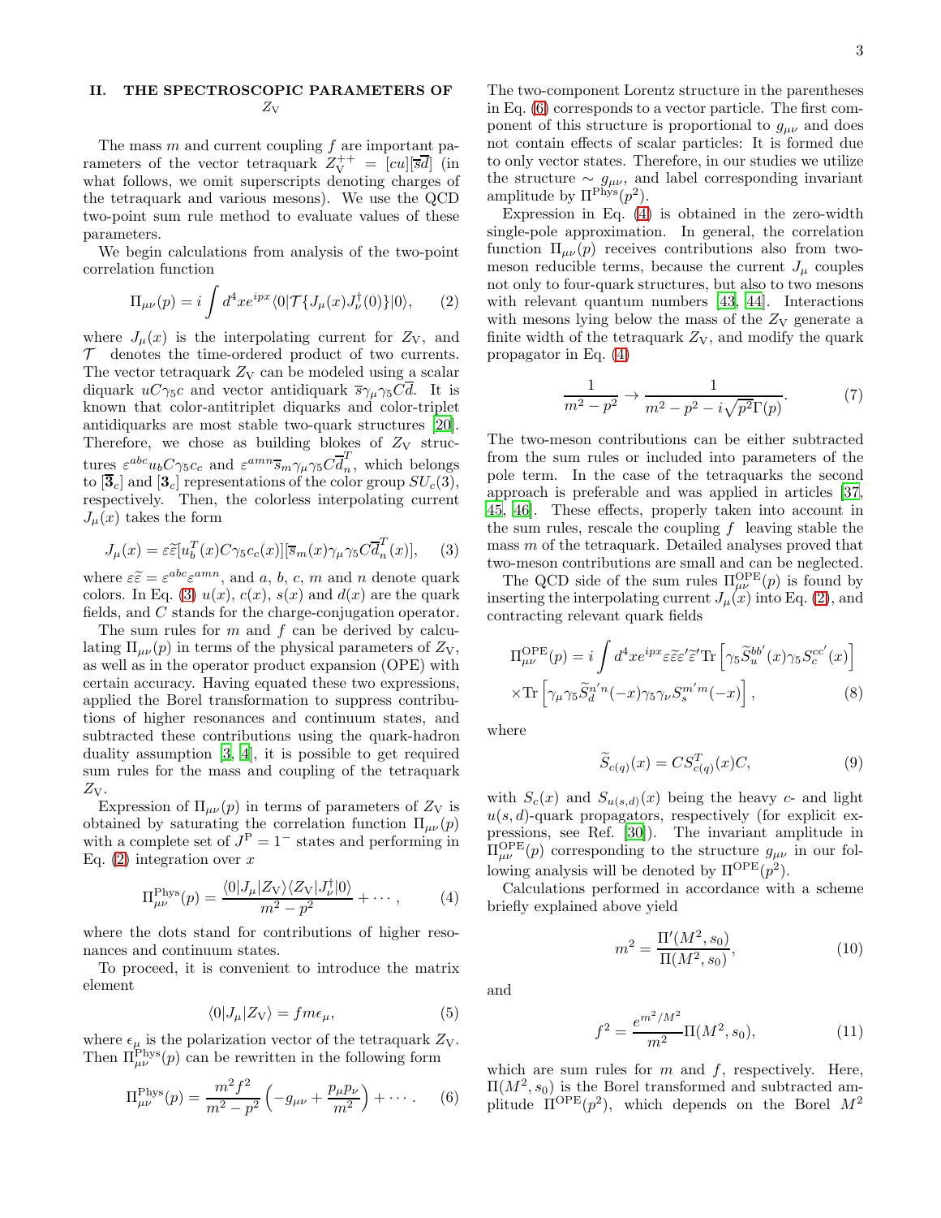## II. THE SPECTROSCOPIC PARAMETERS OF $Z_{\rm V}$

The mass $m$ and current coupling $f$ are important parameters of the vector tetraquark $Z_{\rm V}^{++}=[cu][\overline{s}\overline{d}]$ (in what follows, we omit superscripts denoting charges of the tetraquark and various mesons). We use the QCD two-point sum rule method to evaluate values of these parameters.

We begin calculations from analysis of the two-point correlation function

$$
\Pi_{\mu\nu}(p)=i\int d^4x e^{ipx}\langle 0|\mathcal{T}\{J_{\mu}(x)J_{\nu}^{\dagger}(0)\}|0\rangle, \qquad (2)
$$

where $J_{\mu}(x)$ is the interpolating current for $Z_{\rm V}$, and $\mathcal{T}$ denotes the time-ordered product of two currents. The vector tetraquark $Z_{\rm V}$ can be modeled using a scalar diquark $uC\gamma_5 c$ and vector antidiquark $\overline{s}\gamma_{\mu}\gamma_5 C\overline{d}$. It is known that color-antitriplet diquarks and color-triplet antidiquarks are most stable two-quark structures [20]. Therefore, we chose as building blokes of $Z_{\rm V}$ structures $\varepsilon^{abc}u_b C\gamma_5 c_c$ and $\varepsilon^{amn}\overline{s}_m\gamma_{\mu}\gamma_5 C\overline{d}_n^T$, which belongs to $[\overline{\mathbf{3}}_c]$ and $[\mathbf{3}_c]$ representations of the color group $SU_c(3)$, respectively. Then, the colorless interpolating current $J_{\mu}(x)$ takes the form

$$
J_{\mu}(x)=\varepsilon\widetilde{\varepsilon}[u_b^T(x)C\gamma_5 c_c(x)][\overline{s}_m(x)\gamma_{\mu}\gamma_5 C\overline{d}_n^T(x)], \qquad (3)
$$

where $\varepsilon\widetilde{\varepsilon}=\varepsilon^{abc}\varepsilon^{amn}$, and $a$, $b$, $c$, $m$ and $n$ denote quark colors. In Eq. (3) $u(x)$, $c(x)$, $s(x)$ and $d(x)$ are the quark fields, and $C$ stands for the charge-conjugation operator.

The sum rules for $m$ and $f$ can be derived by calculating $\Pi_{\mu\nu}(p)$ in terms of the physical parameters of $Z_{\rm V}$, as well as in the operator product expansion (OPE) with certain accuracy. Having equated these two expressions, applied the Borel transformation to suppress contributions of higher resonances and continuum states, and subtracted these contributions using the quark-hadron duality assumption [3, 4], it is possible to get required sum rules for the mass and coupling of the tetraquark $Z_{\rm V}$.

Expression of $\Pi_{\mu\nu}(p)$ in terms of parameters of $Z_{\rm V}$ is obtained by saturating the correlation function $\Pi_{\mu\nu}(p)$ with a complete set of $J^{\rm P}=1^-$ states and performing in Eq. (2) integration over $x$

$$
\Pi_{\mu\nu}^{\rm Phys}(p)=\frac{\langle 0|J_{\mu}|Z_{\rm V}\rangle\langle Z_{\rm V}|J_{\nu}^{\dagger}|0\rangle}{m^2-p^2}+\cdots, \qquad (4)
$$

where the dots stand for contributions of higher resonances and continuum states.

To proceed, it is convenient to introduce the matrix element

$$
\langle 0|J_{\mu}|Z_{\rm V}\rangle = fm\epsilon_{\mu}, \qquad (5)
$$

where $\epsilon_{\mu}$ is the polarization vector of the tetraquark $Z_{\rm V}$. Then $\Pi_{\mu\nu}^{\rm Phys}(p)$ can be rewritten in the following form

$$
\Pi_{\mu\nu}^{\rm Phys}(p)=\frac{m^2f^2}{m^2-p^2}\left(-g_{\mu\nu}+\frac{p_{\mu}p_{\nu}}{m^2}\right)+\cdots. \qquad (6)
$$

The two-component Lorentz structure in the parentheses in Eq. (6) corresponds to a vector particle. The first component of this structure is proportional to $g_{\mu\nu}$ and does not contain effects of scalar particles: It is formed due to only vector states. Therefore, in our studies we utilize the structure $\sim g_{\mu\nu}$, and label corresponding invariant amplitude by $\Pi^{\rm Phys}(p^2)$.

Expression in Eq. (4) is obtained in the zero-width single-pole approximation. In general, the correlation function $\Pi_{\mu\nu}(p)$ receives contributions also from two-meson reducible terms, because the current $J_{\mu}$ couples not only to four-quark structures, but also to two mesons with relevant quantum numbers [43, 44]. Interactions with mesons lying below the mass of the $Z_{\rm V}$ generate a finite width of the tetraquark $Z_{\rm V}$, and modify the quark propagator in Eq. (4)

$$
\frac{1}{m^2-p^2}\to\frac{1}{m^2-p^2-i\sqrt{p^2}\Gamma(p)}. \qquad (7)
$$

The two-meson contributions can be either subtracted from the sum rules or included into parameters of the pole term. In the case of the tetraquarks the second approach is preferable and was applied in articles [37, 45, 46]. These effects, properly taken into account in the sum rules, rescale the coupling $f$ leaving stable the mass $m$ of the tetraquark. Detailed analyses proved that two-meson contributions are small and can be neglected.

The QCD side of the sum rules $\Pi_{\mu\nu}^{\rm OPE}(p)$ is found by inserting the interpolating current $J_{\mu}(x)$ into Eq. (2), and contracting relevant quark fields

$$
\Pi_{\mu\nu}^{\rm OPE}(p)=i\int d^4x e^{ipx}\varepsilon\widetilde{\varepsilon}\varepsilon^{\prime}\widetilde{\varepsilon}^{\prime}{\rm Tr}\left[\gamma_5\widetilde{S}_u^{bb^{\prime}}(x)\gamma_5 S_c^{cc^{\prime}}(x)\right]
$$
$$
\times{\rm Tr}\left[\gamma_{\mu}\gamma_5\widetilde{S}_d^{n^{\prime}n}(-x)\gamma_5\gamma_{\nu}S_s^{m^{\prime}m}(-x)\right], \qquad (8)
$$

where

$$
\widetilde{S}_{c(q)}(x)=CS_{c(q)}^T(x)C, \qquad (9)
$$

with $S_c(x)$ and $S_{u(s,d)}(x)$ being the heavy $c$- and light $u(s,d)$-quark propagators, respectively (for explicit expressions, see Ref. [30]). The invariant amplitude in $\Pi_{\mu\nu}^{\rm OPE}(p)$ corresponding to the structure $g_{\mu\nu}$ in our following analysis will be denoted by $\Pi^{\rm OPE}(p^2)$.

Calculations performed in accordance with a scheme briefly explained above yield

$$
m^2=\frac{\Pi^{\prime}(M^2,s_0)}{\Pi(M^2,s_0)}, \qquad (10)
$$

and

$$
f^2=\frac{e^{m^2/M^2}}{m^2}\Pi(M^2,s_0), \qquad (11)
$$

which are sum rules for $m$ and $f$, respectively. Here, $\Pi(M^2,s_0)$ is the Borel transformed and subtracted amplitude $\Pi^{\rm OPE}(p^2)$, which depends on the Borel $M^2$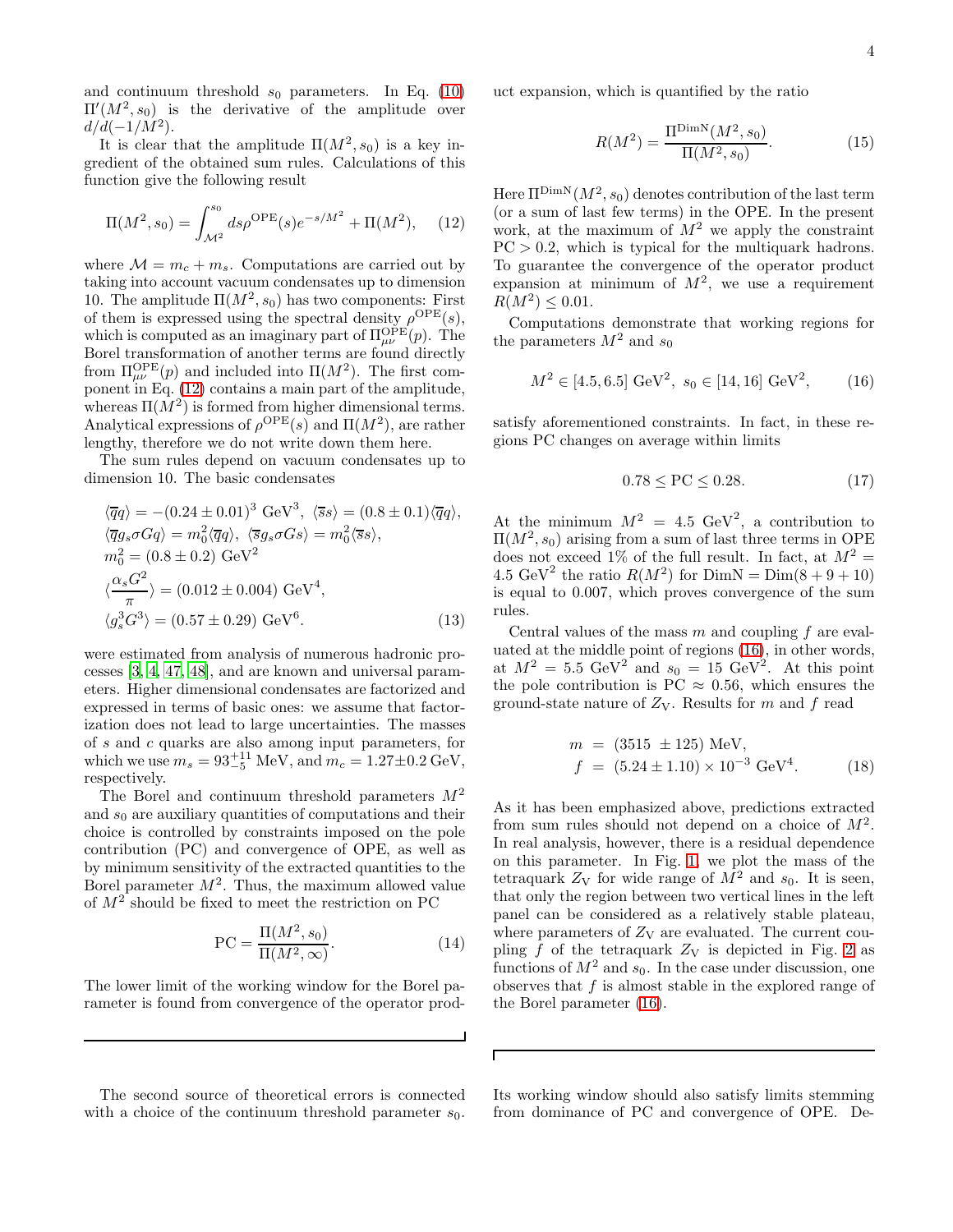and continuum threshold $s_0$ parameters. In Eq. (10) $\Pi'(M^2, s_0)$ is the derivative of the amplitude over $d/d(-1/M^2)$.

It is clear that the amplitude $\Pi(M^2, s_0)$ is a key ingredient of the obtained sum rules. Calculations of this function give the following result

$$\Pi(M^2, s_0) = \int_{\mathcal{M}^2}^{s_0} ds \rho^{\rm OPE}(s) e^{-s/M^2} + \Pi(M^2), \qquad (12)$$

where $\mathcal{M} = m_c + m_s$. Computations are carried out by taking into account vacuum condensates up to dimension 10. The amplitude $\Pi(M^2, s_0)$ has two components: First of them is expressed using the spectral density $\rho^{\rm OPE}(s)$, which is computed as an imaginary part of $\Pi_{\mu\nu}^{\rm OPE}(p)$. The Borel transformation of another terms are found directly from $\Pi_{\mu\nu}^{\rm OPE}(p)$ and included into $\Pi(M^2)$. The first component in Eq. (12) contains a main part of the amplitude, whereas $\Pi(M^2)$ is formed from higher dimensional terms. Analytical expressions of $\rho^{\rm OPE}(s)$ and $\Pi(M^2)$, are rather lengthy, therefore we do not write down them here.

The sum rules depend on vacuum condensates up to dimension 10. The basic condensates

$$\begin{aligned}
&\langle \overline{q}q \rangle = -(0.24 \pm 0.01)^3 \ \text{GeV}^3, \ \langle \overline{s}s \rangle = (0.8 \pm 0.1) \langle \overline{q}q \rangle, \\
&\langle \overline{q} g_s \sigma G q \rangle = m_0^2 \langle \overline{q}q \rangle, \ \langle \overline{s} g_s \sigma G s \rangle = m_0^2 \langle \overline{s}s \rangle, \\
&m_0^2 = (0.8 \pm 0.2) \ \text{GeV}^2 \\
&\langle \frac{\alpha_s G^2}{\pi} \rangle = (0.012 \pm 0.004) \ \text{GeV}^4, \\
&\langle g_s^3 G^3 \rangle = (0.57 \pm 0.29) \ \text{GeV}^6. 
\end{aligned} \qquad (13)$$

were estimated from analysis of numerous hadronic processes [3, 4, 47, 48], and are known and universal parameters. Higher dimensional condensates are factorized and expressed in terms of basic ones: we assume that factorization does not lead to large uncertainties. The masses of $s$ and $c$ quarks are also among input parameters, for which we use $m_s = 93^{+11}_{-5}$ MeV, and $m_c = 1.27 \pm 0.2$ GeV, respectively.

The Borel and continuum threshold parameters $M^2$ and $s_0$ are auxiliary quantities of computations and their choice is controlled by constraints imposed on the pole contribution (PC) and convergence of OPE, as well as by minimum sensitivity of the extracted quantities to the Borel parameter $M^2$. Thus, the maximum allowed value of $M^2$ should be fixed to meet the restriction on PC

$$\text{PC} = \frac{\Pi(M^2, s_0)}{\Pi(M^2, \infty)}. \qquad (14)$$

The lower limit of the working window for the Borel parameter is found from convergence of the operator product expansion, which is quantified by the ratio

$$R(M^2) = \frac{\Pi^{\rm DimN}(M^2, s_0)}{\Pi(M^2, s_0)}. \qquad (15)$$

Here $\Pi^{\rm DimN}(M^2, s_0)$ denotes contribution of the last term (or a sum of last few terms) in the OPE. In the present work, at the maximum of $M^2$ we apply the constraint $\text{PC} > 0.2$, which is typical for the multiquark hadrons. To guarantee the convergence of the operator product expansion at minimum of $M^2$, we use a requirement $R(M^2) \leq 0.01$.

Computations demonstrate that working regions for the parameters $M^2$ and $s_0$

$$M^2 \in [4.5, 6.5] \ \text{GeV}^2, \ s_0 \in [14, 16] \ \text{GeV}^2, \qquad (16)$$

satisfy aforementioned constraints. In fact, in these regions PC changes on average within limits

$$0.78 \leq \text{PC} \leq 0.28. \qquad (17)$$

At the minimum $M^2 = 4.5$ GeV$^2$, a contribution to $\Pi(M^2, s_0)$ arising from a sum of last three terms in OPE does not exceed 1% of the full result. In fact, at $M^2 = 4.5$ GeV$^2$ the ratio $R(M^2)$ for $\text{DimN} = \text{Dim}(8 + 9 + 10)$ is equal to 0.007, which proves convergence of the sum rules.

Central values of the mass $m$ and coupling $f$ are evaluated at the middle point of regions (16), in other words, at $M^2 = 5.5$ GeV$^2$ and $s_0 = 15$ GeV$^2$. At this point the pole contribution is $\text{PC} \approx 0.56$, which ensures the ground-state nature of $Z_{\rm V}$. Results for $m$ and $f$ read

$$\begin{aligned}
m &= (3515 \ \pm 125) \ \text{MeV}, \\
f &= (5.24 \pm 1.10) \times 10^{-3} \ \text{GeV}^4. 
\end{aligned} \qquad (18)$$

As it has been emphasized above, predictions extracted from sum rules should not depend on a choice of $M^2$. In real analysis, however, there is a residual dependence on this parameter. In Fig. 1, we plot the mass of the tetraquark $Z_{\rm V}$ for wide range of $M^2$ and $s_0$. It is seen, that only the region between two vertical lines in the left panel can be considered as a relatively stable plateau, where parameters of $Z_{\rm V}$ are evaluated. The current coupling $f$ of the tetraquark $Z_{\rm V}$ is depicted in Fig. 2 as functions of $M^2$ and $s_0$. In the case under discussion, one observes that $f$ is almost stable in the explored range of the Borel parameter (16).

The second source of theoretical errors is connected with a choice of the continuum threshold parameter $s_0$. Its working window should also satisfy limits stemming from dominance of PC and convergence of OPE. De-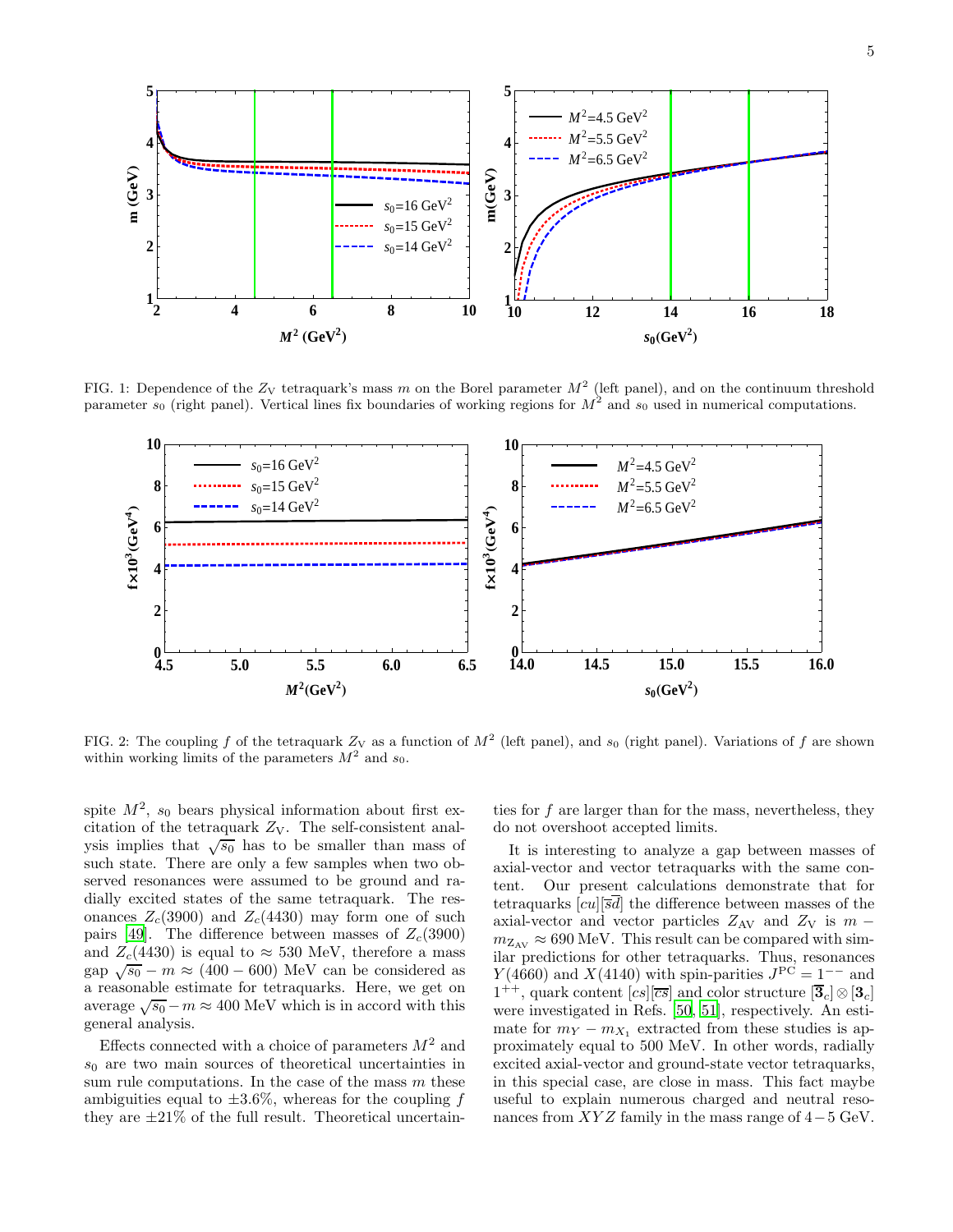FIG. 1: Dependence of the $Z_{\rm V}$ tetraquark's mass $m$ on the Borel parameter $M^2$ (left panel), and on the continuum threshold parameter $s_0$ (right panel). Vertical lines fix boundaries of working regions for $M^2$ and $s_0$ used in numerical computations.

FIG. 2: The coupling $f$ of the tetraquark $Z_{\rm V}$ as a function of $M^2$ (left panel), and $s_0$ (right panel). Variations of $f$ are shown within working limits of the parameters $M^2$ and $s_0$.

spite $M^2$, $s_0$ bears physical information about first excitation of the tetraquark $Z_{\rm V}$. The self-consistent analysis implies that $\sqrt{s_0}$ has to be smaller than mass of such state. There are only a few samples when two observed resonances were assumed to be ground and radially excited states of the same tetraquark. The resonances $Z_c(3900)$ and $Z_c(4430)$ may form one of such pairs [49]. The difference between masses of $Z_c(3900)$ and $Z_c(4430)$ is equal to $\approx 530$ MeV, therefore a mass gap $\sqrt{s_0} - m \approx (400-600)$ MeV can be considered as a reasonable estimate for tetraquarks. Here, we get on average $\sqrt{s_0} - m \approx 400$ MeV which is in accord with this general analysis.

Effects connected with a choice of parameters $M^2$ and $s_0$ are two main sources of theoretical uncertainties in sum rule computations. In the case of the mass $m$ these ambiguities equal to $\pm 3.6\%$, whereas for the coupling $f$ they are $\pm 21\%$ of the full result. Theoretical uncertainties for $f$ are larger than for the mass, nevertheless, they do not overshoot accepted limits.

It is interesting to analyze a gap between masses of axial-vector and vector tetraquarks with the same content. Our present calculations demonstrate that for tetraquarks $[cu][\overline{s}\overline{d}]$ the difference between masses of the axial-vector and vector particles $Z_{\rm AV}$ and $Z_{\rm V}$ is $m - m_{Z_{\rm AV}} \approx 690$ MeV. This result can be compared with similar predictions for other tetraquarks. Thus, resonances $Y(4660)$ and $X(4140)$ with spin-parities $J^{\rm PC} = 1^{--}$ and $1^{++}$, quark content $[cs][\overline{cs}]$ and color structure $[\overline{\mathbf{3}}_c] \otimes [\mathbf{3}_c]$ were investigated in Refs. [50, 51], respectively. An estimate for $m_Y - m_{X_1}$ extracted from these studies is approximately equal to 500 MeV. In other words, radially excited axial-vector and ground-state vector tetraquarks, in this special case, are close in mass. This fact maybe useful to explain numerous charged and neutral resonances from $XYZ$ family in the mass range of $4-5$ GeV.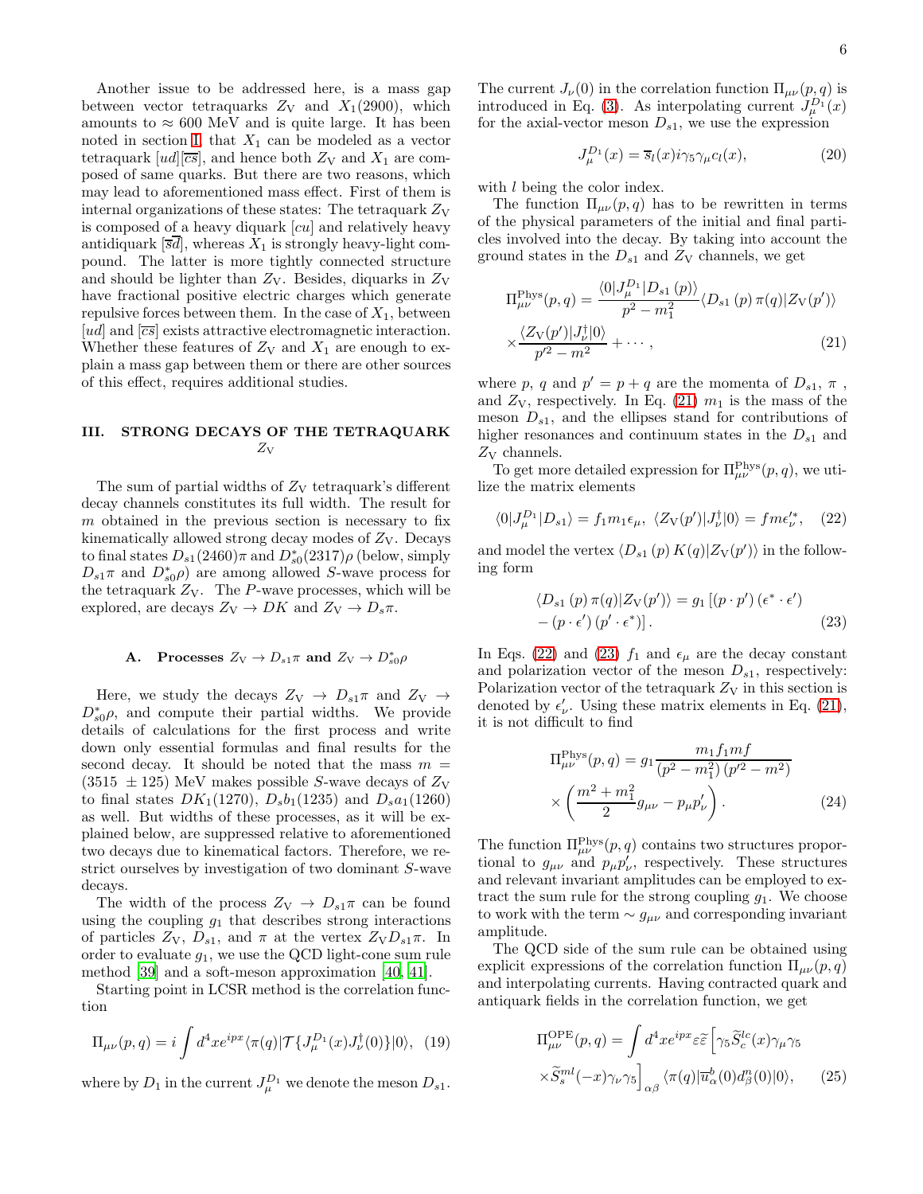Another issue to be addressed here, is a mass gap between vector tetraquarks $Z_{\rm V}$ and $X_1(2900)$, which amounts to $\approx 600$ MeV and is quite large. It has been noted in section I, that $X_1$ can be modeled as a vector tetraquark $[ud][\overline{cs}]$, and hence both $Z_{\rm V}$ and $X_1$ are composed of same quarks. But there are two reasons, which may lead to aforementioned mass effect. First of them is internal organizations of these states: The tetraquark $Z_{\rm V}$ is composed of a heavy diquark $[cu]$ and relatively heavy antidiquark $[\overline{sd}]$, whereas $X_1$ is strongly heavy-light compound. The latter is more tightly connected structure and should be lighter than $Z_{\rm V}$. Besides, diquarks in $Z_{\rm V}$ have fractional positive electric charges which generate repulsive forces between them. In the case of $X_1$, between $[ud]$ and $[\overline{cs}]$ exists attractive electromagnetic interaction. Whether these features of $Z_{\rm V}$ and $X_1$ are enough to explain a mass gap between them or there are other sources of this effect, requires additional studies.

## III. STRONG DECAYS OF THE TETRAQUARK $Z_{\rm V}$

The sum of partial widths of $Z_{\rm V}$ tetraquark's different decay channels constitutes its full width. The result for $m$ obtained in the previous section is necessary to fix kinematically allowed strong decay modes of $Z_{\rm V}$. Decays to final states $D_{s1}(2460)\pi$ and $D_{s0}^{*}(2317)\rho$ (below, simply $D_{s1}\pi$ and $D_{s0}^{*}\rho$) are among allowed $S$-wave process for the tetraquark $Z_{\rm V}$. The $P$-wave processes, which will be explored, are decays $Z_{\rm V} \to DK$ and $Z_{\rm V} \to D_s\pi$.

### A. Processes $Z_{\rm V} \to D_{s1}\pi$ and $Z_{\rm V} \to D_{s0}^{*}\rho$

Here, we study the decays $Z_{\rm V} \to D_{s1}\pi$ and $Z_{\rm V} \to D_{s0}^{*}\rho$, and compute their partial widths. We provide details of calculations for the first process and write down only essential formulas and final results for the second decay. It should be noted that the mass $m = (3515 \pm 125)$ MeV makes possible $S$-wave decays of $Z_{\rm V}$ to final states $DK_1(1270)$, $D_s b_1(1235)$ and $D_s a_1(1260)$ as well. But widths of these processes, as it will be explained below, are suppressed relative to aforementioned two decays due to kinematical factors. Therefore, we restrict ourselves by investigation of two dominant $S$-wave decays.

The width of the process $Z_{\rm V} \to D_{s1}\pi$ can be found using the coupling $g_1$ that describes strong interactions of particles $Z_{\rm V}$, $D_{s1}$, and $\pi$ at the vertex $Z_{\rm V}D_{s1}\pi$. In order to evaluate $g_1$, we use the QCD light-cone sum rule method [39] and a soft-meson approximation [40, 41].

Starting point in LCSR method is the correlation function

$$\Pi_{\mu\nu}(p,q) = i\int d^4x e^{ipx}\langle \pi(q)|\mathcal{T}\{J_{\mu}^{D_1}(x)J_{\nu}^{\dagger}(0)\}|0\rangle, \quad (19)$$

where by $D_1$ in the current $J_{\mu}^{D_1}$ we denote the meson $D_{s1}$. The current $J_{\nu}(0)$ in the correlation function $\Pi_{\mu\nu}(p,q)$ is introduced in Eq. (3). As interpolating current $J_{\mu}^{D_1}(x)$ for the axial-vector meson $D_{s1}$, we use the expression

$$J_{\mu}^{D_1}(x) = \overline{s}_l(x) i\gamma_5\gamma_{\mu}c_l(x), \quad (20)$$

with $l$ being the color index.

The function $\Pi_{\mu\nu}(p,q)$ has to be rewritten in terms of the physical parameters of the initial and final particles involved into the decay. By taking into account the ground states in the $D_{s1}$ and $Z_{\rm V}$ channels, we get

$$\Pi_{\mu\nu}^{\rm Phys}(p,q) = \frac{\langle 0|J_{\mu}^{D_1}|D_{s1}(p)\rangle}{p^2 - m_1^2}\langle D_{s1}(p)\pi(q)|Z_{\rm V}(p')\rangle \times \frac{\langle Z_{\rm V}(p')|J_{\nu}^{\dagger}|0\rangle}{p'^2 - m^2} + \cdots, \quad (21)$$

where $p$, $q$ and $p' = p + q$ are the momenta of $D_{s1}$, $\pi$, and $Z_{\rm V}$, respectively. In Eq. (21) $m_1$ is the mass of the meson $D_{s1}$, and the ellipses stand for contributions of higher resonances and continuum states in the $D_{s1}$ and $Z_{\rm V}$ channels.

To get more detailed expression for $\Pi_{\mu\nu}^{\rm Phys}(p,q)$, we utilize the matrix elements

$$\langle 0|J_{\mu}^{D_1}|D_{s1}\rangle = f_1 m_1\epsilon_{\mu},\ \langle Z_{\rm V}(p')|J_{\nu}^{\dagger}|0\rangle = f m\epsilon_{\nu}^{\prime *}, \quad (22)$$

and model the vertex $\langle D_{s1}(p)K(q)|Z_{\rm V}(p')\rangle$ in the following form

$$\langle D_{s1}(p)\pi(q)|Z_{\rm V}(p')\rangle = g_1\left[(p\cdot p')(\epsilon^{*}\cdot\epsilon') - (p\cdot\epsilon')(p'\cdot\epsilon^{*})\right]. \quad (23)$$

In Eqs. (22) and (23) $f_1$ and $\epsilon_{\mu}$ are the decay constant and polarization vector of the meson $D_{s1}$, respectively: Polarization vector of the tetraquark $Z_{\rm V}$ in this section is denoted by $\epsilon_{\nu}'$. Using these matrix elements in Eq. (21), it is not difficult to find

$$\Pi_{\mu\nu}^{\rm Phys}(p,q) = g_1\frac{m_1 f_1 m f}{(p^2 - m_1^2)(p'^2 - m^2)} \times\left(\frac{m^2 + m_1^2}{2}g_{\mu\nu} - p_{\mu}p_{\nu}'\right). \quad (24)$$

The function $\Pi_{\mu\nu}^{\rm Phys}(p,q)$ contains two structures proportional to $g_{\mu\nu}$ and $p_{\mu}p_{\nu}'$, respectively. These structures and relevant invariant amplitudes can be employed to extract the sum rule for the strong coupling $g_1$. We choose to work with the term $\sim g_{\mu\nu}$ and corresponding invariant amplitude.

The QCD side of the sum rule can be obtained using explicit expressions of the correlation function $\Pi_{\mu\nu}(p,q)$ and interpolating currents. Having contracted quark and antiquark fields in the correlation function, we get

$$\Pi_{\mu\nu}^{\rm OPE}(p,q) = \int d^4x e^{ipx}\varepsilon\widetilde{\varepsilon}\left[\gamma_5\widetilde{S}_c^{lc}(x)\gamma_{\mu}\gamma_5 \times\widetilde{S}_s^{ml}(-x)\gamma_{\nu}\gamma_5\right]_{\alpha\beta}\langle \pi(q)|\overline{u}_{\alpha}^{b}(0)d_{\beta}^{n}(0)|0\rangle, \quad (25)$$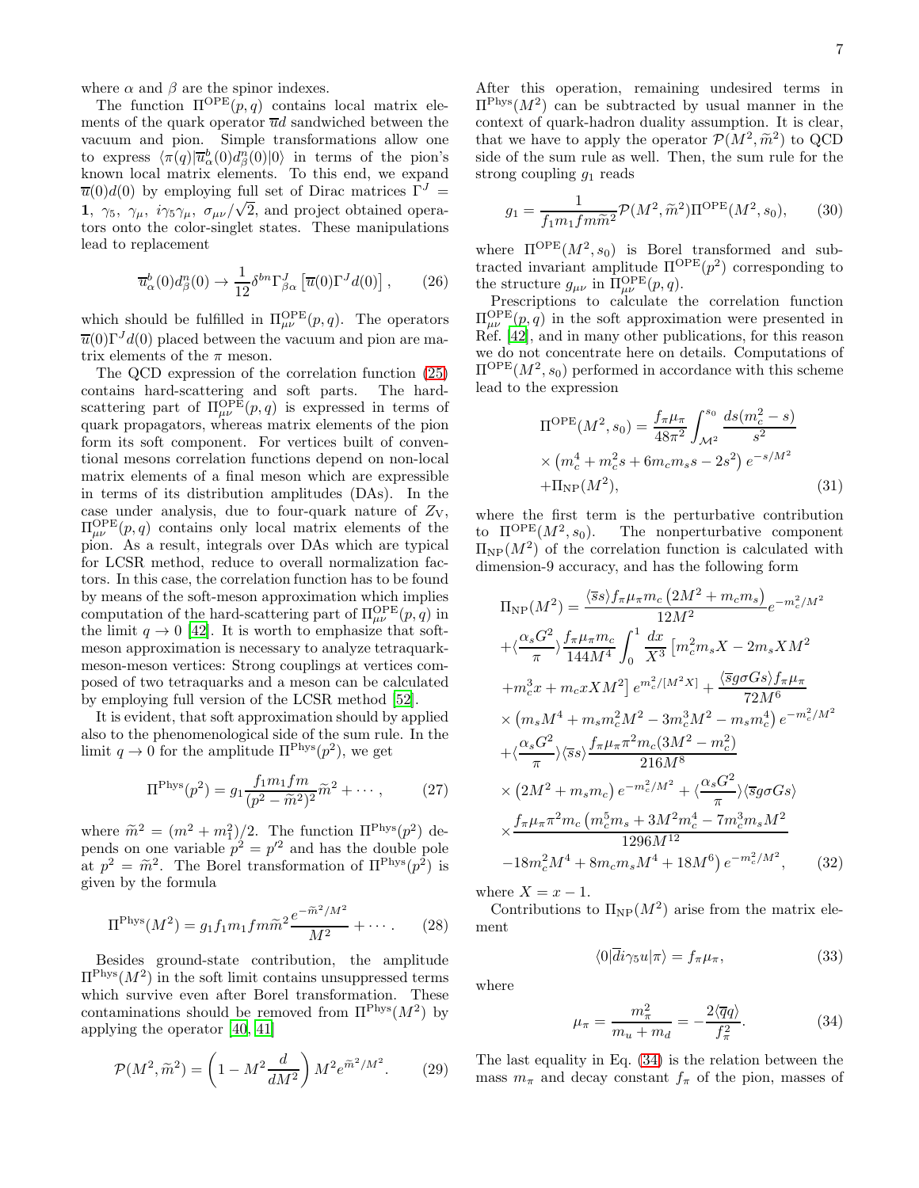where $\alpha$ and $\beta$ are the spinor indexes.

The function $\Pi^{\rm OPE}(p,q)$ contains local matrix elements of the quark operator $\overline{u}d$ sandwiched between the vacuum and pion. Simple transformations allow one to express $\langle \pi(q)|\overline{u}_{\alpha}^{b}(0)d_{\beta}^{n}(0)|0\rangle$ in terms of the pion's known local matrix elements. To this end, we expand $\overline{u}(0)d(0)$ by employing full set of Dirac matrices $\Gamma^{J}=\mathbf{1},\ \gamma_5,\ \gamma_{\mu},\ i\gamma_5\gamma_{\mu},\ \sigma_{\mu\nu}/\sqrt{2}$, and project obtained operators onto the color-singlet states. These manipulations lead to replacement

$$
\overline{u}_{\alpha}^{b}(0)d_{\beta}^{n}(0)\rightarrow \frac{1}{12}\delta^{bn}\Gamma_{\beta\alpha}^{J}\left[\overline{u}(0)\Gamma^{J}d(0)\right], \tag{26}
$$

which should be fulfilled in $\Pi_{\mu\nu}^{\rm OPE}(p,q)$. The operators $\overline{u}(0)\Gamma^{J}d(0)$ placed between the vacuum and pion are matrix elements of the $\pi$ meson.

The QCD expression of the correlation function (25) contains hard-scattering and soft parts. The hard-scattering part of $\Pi_{\mu\nu}^{\rm OPE}(p,q)$ is expressed in terms of quark propagators, whereas matrix elements of the pion form its soft component. For vertices built of conventional mesons correlation functions depend on non-local matrix elements of a final meson which are expressible in terms of its distribution amplitudes (DAs). In the case under analysis, due to four-quark nature of $Z_{\rm V}$, $\Pi_{\mu\nu}^{\rm OPE}(p,q)$ contains only local matrix elements of the pion. As a result, integrals over DAs which are typical for LCSR method, reduce to overall normalization factors. In this case, the correlation function has to be found by means of the soft-meson approximation which implies computation of the hard-scattering part of $\Pi_{\mu\nu}^{\rm OPE}(p,q)$ in the limit $q\rightarrow 0$ [42]. It is worth to emphasize that soft-meson approximation is necessary to analyze tetraquark-meson-meson vertices: Strong couplings at vertices composed of two tetraquarks and a meson can be calculated by employing full version of the LCSR method [52].

It is evident, that soft approximation should by applied also to the phenomenological side of the sum rule. In the limit $q\rightarrow 0$ for the amplitude $\Pi^{\rm Phys}(p^2)$, we get

$$
\Pi^{\rm Phys}(p^2)=g_1\frac{f_1m_1fm}{(p^2-\widetilde{m}^2)^2}\widetilde{m}^2+\cdots, \tag{27}
$$

where $\widetilde{m}^2=(m^2+m_1^2)/2$. The function $\Pi^{\rm Phys}(p^2)$ depends on one variable $p^2=p'^2$ and has the double pole at $p^2=\widetilde{m}^2$. The Borel transformation of $\Pi^{\rm Phys}(p^2)$ is given by the formula

$$
\Pi^{\rm Phys}(M^2)=g_1f_1m_1fm\widetilde{m}^2\frac{e^{-\widetilde{m}^2/M^2}}{M^2}+\cdots. \tag{28}
$$

Besides ground-state contribution, the amplitude $\Pi^{\rm Phys}(M^2)$ in the soft limit contains unsuppressed terms which survive even after Borel transformation. These contaminations should be removed from $\Pi^{\rm Phys}(M^2)$ by applying the operator [40, 41]

$$
\mathcal{P}(M^2,\widetilde{m}^2)=\left(1-M^2\frac{d}{dM^2}\right)M^2e^{\widetilde{m}^2/M^2}. \tag{29}
$$

After this operation, remaining undesired terms in $\Pi^{\rm Phys}(M^2)$ can be subtracted by usual manner in the context of quark-hadron duality assumption. It is clear, that we have to apply the operator $\mathcal{P}(M^2,\widetilde{m}^2)$ to QCD side of the sum rule as well. Then, the sum rule for the strong coupling $g_1$ reads

$$
g_1=\frac{1}{f_1m_1fm\widetilde{m}^2}\mathcal{P}(M^2,\widetilde{m}^2)\Pi^{\rm OPE}(M^2,s_0), \tag{30}
$$

where $\Pi^{\rm OPE}(M^2,s_0)$ is Borel transformed and subtracted invariant amplitude $\Pi^{\rm OPE}(p^2)$ corresponding to the structure $g_{\mu\nu}$ in $\Pi_{\mu\nu}^{\rm OPE}(p,q)$.

Prescriptions to calculate the correlation function $\Pi_{\mu\nu}^{\rm OPE}(p,q)$ in the soft approximation were presented in Ref. [42], and in many other publications, for this reason we do not concentrate here on details. Computations of $\Pi^{\rm OPE}(M^2,s_0)$ performed in accordance with this scheme lead to the expression

$$
\begin{aligned}
\Pi^{\rm OPE}(M^2,s_0)&=\frac{f_{\pi}\mu_{\pi}}{48\pi^2}\int_{\mathcal{M}^2}^{s_0}\frac{ds(m_c^2-s)}{s^2}\\
&\times\left(m_c^4+m_c^2s+6m_cm_ss-2s^2\right)e^{-s/M^2}\\
&+\Pi_{\rm NP}(M^2),
\end{aligned} \tag{31}
$$

where the first term is the perturbative contribution to $\Pi^{\rm OPE}(M^2,s_0)$. The nonperturbative component $\Pi_{\rm NP}(M^2)$ of the correlation function is calculated with dimension-9 accuracy, and has the following form

$$
\begin{aligned}
\Pi_{\rm NP}(M^2)&=\frac{\langle\overline{s}s\rangle f_{\pi}\mu_{\pi}m_c\left(2M^2+m_cm_s\right)}{12M^2}e^{-m_c^2/M^2}\\
&+\langle\frac{\alpha_sG^2}{\pi}\rangle\frac{f_{\pi}\mu_{\pi}m_c}{144M^4}\int_0^1\frac{dx}{X^3}\left[m_c^2m_sX-2m_sXM^2\right.\\
&\left.+m_c^3x+m_cxXM^2\right]e^{m_c^2/[M^2X]}+\frac{\langle\overline{s}g\sigma Gs\rangle f_{\pi}\mu_{\pi}}{72M^6}\\
&\times\left(m_sM^4+m_sm_c^2M^2-3m_c^3M^2-m_sm_c^4\right)e^{-m_c^2/M^2}\\
&+\langle\frac{\alpha_sG^2}{\pi}\rangle\langle\overline{s}s\rangle\frac{f_{\pi}\mu_{\pi}\pi^2m_c(3M^2-m_c^2)}{216M^8}\\
&\times\left(2M^2+m_sm_c\right)e^{-m_c^2/M^2}+\langle\frac{\alpha_sG^2}{\pi}\rangle\langle\overline{s}g\sigma Gs\rangle\\
&\times\frac{f_{\pi}\mu_{\pi}\pi^2m_c\left(m_c^5m_s+3M^2m_c^4-7m_c^3m_sM^2\right.}{1296M^{12}}\\
&\left.-18m_c^2M^4+8m_cm_sM^4+18M^6\right)e^{-m_c^2/M^2},
\end{aligned} \tag{32}
$$

where $X=x-1$.

Contributions to $\Pi_{\rm NP}(M^2)$ arise from the matrix element

$$
\langle 0|\overline{d}i\gamma_5u|\pi\rangle=f_{\pi}\mu_{\pi}, \tag{33}
$$

where

$$
\mu_{\pi}=\frac{m_{\pi}^2}{m_u+m_d}=-\frac{2\langle\overline{q}q\rangle}{f_{\pi}^2}. \tag{34}
$$

The last equality in Eq. (34) is the relation between the mass $m_{\pi}$ and decay constant $f_{\pi}$ of the pion, masses of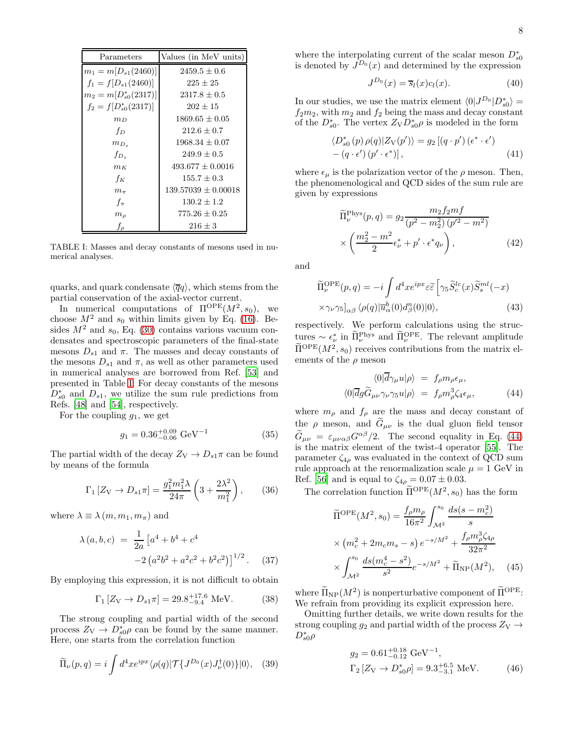| Parameters | Values (in MeV units) |
|---|---|
| $m_1 = m[D_{s1}(2460)]$ | $2459.5 \pm 0.6$ |
| $f_1 = f[D_{s1}(2460)]$ | $225 \pm 25$ |
| $m_2 = m[D_{s0}^{*}(2317)]$ | $2317.8 \pm 0.5$ |
| $f_2 = f[D_{s0}^{*}(2317)]$ | $202 \pm 15$ |
| $m_D$ | $1869.65 \pm 0.05$ |
| $f_D$ | $212.6 \pm 0.7$ |
| $m_{D_s}$ | $1968.34 \pm 0.07$ |
| $f_{D_s}$ | $249.9 \pm 0.5$ |
| $m_K$ | $493.677 \pm 0.0016$ |
| $f_K$ | $155.7 \pm 0.3$ |
| $m_\pi$ | $139.57039 \pm 0.00018$ |
| $f_\pi$ | $130.2 \pm 1.2$ |
| $m_\rho$ | $775.26 \pm 0.25$ |
| $f_\rho$ | $216 \pm 3$ |

TABLE I: Masses and decay constants of mesons used in numerical analyses.

quarks, and quark condensate $\langle \overline{q}q \rangle$, which stems from the partial conservation of the axial-vector current.

In numerical computations of $\Pi^{\rm OPE}(M^2, s_0)$, we choose $M^2$ and $s_0$ within limits given by Eq. (16). Besides $M^2$ and $s_0$, Eq. (30) contains various vacuum condensates and spectroscopic parameters of the final-state mesons $D_{s1}$ and $\pi$. The masses and decay constants of the mesons $D_{s1}$ and $\pi$, as well as other parameters used in numerical analyses are borrowed from Ref. [53] and presented in Table I. For decay constants of the mesons $D_{s0}^{*}$ and $D_{s1}$, we utilize the sum rule predictions from Refs. [48] and [54], respectively.

For the coupling $g_1$, we get

$$g_1 = 0.36^{+0.09}_{-0.06}\ {\rm GeV}^{-1} \tag{35}$$

The partial width of the decay $Z_{\rm V} \to D_{s1}\pi$ can be found by means of the formula

$$\Gamma_1\left[Z_{\rm V} \to D_{s1}\pi\right] = \frac{g_1^2 m_1^2 \lambda}{24\pi}\left(3 + \frac{2\lambda^2}{m_1^2}\right), \tag{36}$$

where $\lambda \equiv \lambda\left(m, m_1, m_\pi\right)$ and

$$\begin{aligned}\lambda\left(a,b,c\right) &= \frac{1}{2a}\left[a^4 + b^4 + c^4\right. \\ &\left. -2\left(a^2b^2 + a^2c^2 + b^2c^2\right)\right]^{1/2}.\end{aligned} \tag{37}$$

By employing this expression, it is not difficult to obtain

$$\Gamma_1\left[Z_{\rm V} \to D_{s1}\pi\right] = 29.8^{+17.6}_{-9.4}\ {\rm MeV}. \tag{38}$$

The strong coupling and partial width of the second process $Z_{\rm V} \to D_{s0}^{*}\rho$ can be found by the same manner. Here, one starts from the correlation function

$$\widetilde{\Pi}_\nu(p,q) = i\int d^4x e^{ipx}\langle \rho(q)|\mathcal{T}\{J^{D_0}(x)J_\nu^\dagger(0)\}|0\rangle, \tag{39}$$

where the interpolating current of the scalar meson $D_{s0}^{*}$ is denoted by $J^{D_0}(x)$ and determined by the expression

$$J^{D_0}(x) = \overline{s}_l(x)c_l(x). \tag{40}$$

In our studies, we use the matrix element $\langle 0|J^{D_0}|D_{s0}^{*}\rangle = f_2 m_2$, with $m_2$ and $f_2$ being the mass and decay constant of the $D_{s0}^{*}$. The vertex $Z_{\rm V}D_{s0}^{*}\rho$ is modeled in the form

$$\begin{aligned}&\langle D_{s0}^{*}\left(p\right)\rho(q)|Z_{\rm V}(p')\rangle = g_2\left[\left(q\cdot p'\right)\left(\epsilon^{*}\cdot\epsilon'\right)\right. \\ &\left. -\left(q\cdot\epsilon'\right)\left(p'\cdot\epsilon^{*}\right)\right],\end{aligned} \tag{41}$$

where $\epsilon_\mu$ is the polarization vector of the $\rho$ meson. Then, the phenomenological and QCD sides of the sum rule are given by expressions

$$\begin{aligned}\widetilde{\Pi}_\nu^{\rm Phys}(p,q) &= g_2\frac{m_2 f_2 m f}{\left(p^2 - m_2^2\right)\left(p'^2 - m^2\right)} \\ &\times\left(\frac{m_2^2 - m^2}{2}\epsilon_\nu^{*} + p'\cdot\epsilon^{*}q_\nu\right),\end{aligned} \tag{42}$$

and

$$\begin{aligned}\widetilde{\Pi}_\nu^{\rm OPE}(p,q) &= -i\int d^4x e^{ipx}\varepsilon\widetilde{\varepsilon}\left[\gamma_5\widetilde{S}_c^{lc}(x)\widetilde{S}_s^{ml}(-x)\right. \\ &\left.\times\gamma_\nu\gamma_5\right]_{\alpha\beta}\langle\rho(q)|\overline{u}_\alpha^b(0)d_\beta^n(0)|0\rangle,\end{aligned} \tag{43}$$

respectively. We perform calculations using the structures $\sim \epsilon_\nu^{*}$ in $\widetilde{\Pi}_\nu^{\rm Phys}$ and $\widetilde{\Pi}_\nu^{\rm OPE}$. The relevant amplitude $\widetilde{\Pi}^{\rm OPE}(M^2, s_0)$ receives contributions from the matrix elements of the $\rho$ meson

$$\begin{aligned}\langle 0|\overline{d}\gamma_\mu u|\rho\rangle &= f_\rho m_\rho \epsilon_\mu, \\ \langle 0|\overline{d}g\widetilde{G}_{\mu\nu}\gamma_\nu\gamma_5 u|\rho\rangle &= f_\rho m_\rho^3\zeta_4\epsilon_\mu,\end{aligned} \tag{44}$$

where $m_\rho$ and $f_\rho$ are the mass and decay constant of the $\rho$ meson, and $\widetilde{G}_{\mu\nu}$ is the dual gluon field tensor $\widetilde{G}_{\mu\nu} = \varepsilon_{\mu\nu\alpha\beta}G^{\alpha\beta}/2$. The second equality in Eq. (44) is the matrix element of the twist-4 operator [55]. The parameter $\zeta_{4\rho}$ was evaluated in the context of QCD sum rule approach at the renormalization scale $\mu = 1$ GeV in Ref. [56] and is equal to $\zeta_{4\rho} = 0.07 \pm 0.03$.

The correlation function $\widetilde{\Pi}^{\rm OPE}(M^2, s_0)$ has the form

$$\begin{aligned}\widetilde{\Pi}^{\rm OPE}(M^2, s_0) &= \frac{f_\rho m_\rho}{16\pi^2}\int_{\mathcal{M}^2}^{s_0}\frac{ds(s - m_c^2)}{s} \\ &\times\left(m_c^2 + 2m_c m_s - s\right)e^{-s/M^2} + \frac{f_\rho m_\rho^3\zeta_{4\rho}}{32\pi^2} \\ &\times\int_{\mathcal{M}^2}^{s_0}\frac{ds(m_c^4 - s^2)}{s^2}e^{-s/M^2} + \widetilde{\Pi}_{\rm NP}(M^2),\end{aligned} \tag{45}$$

where $\widetilde{\Pi}_{\rm NP}(M^2)$ is nonperturbative component of $\widetilde{\Pi}^{\rm OPE}$: We refrain from providing its explicit expression here.

Omitting further details, we write down results for the strong coupling $g_2$ and partial width of the process $Z_{\rm V} \to D_{s0}^{*}\rho$

$$\begin{aligned}&g_2 = 0.61^{+0.18}_{-0.12}\ {\rm GeV}^{-1}, \\ &\Gamma_2\left[Z_{\rm V} \to D_{s0}^{*}\rho\right] = 9.3^{+6.5}_{-3.1}\ {\rm MeV}.\end{aligned} \tag{46}$$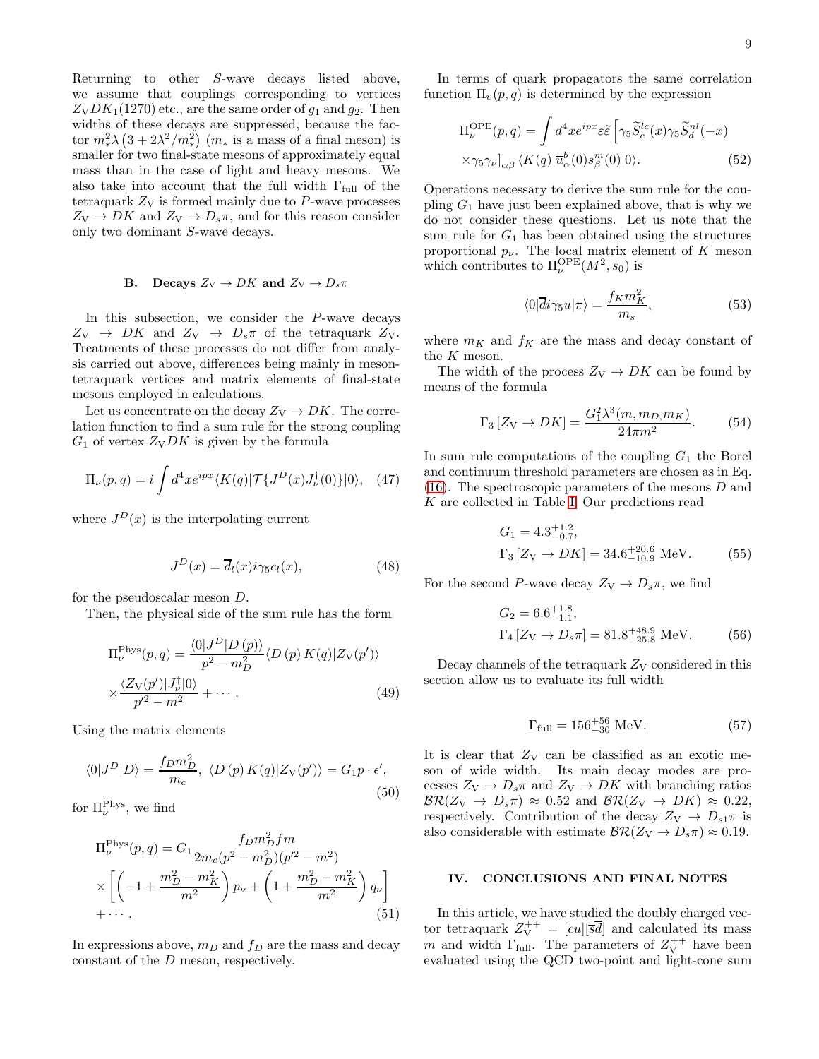Returning to other $S$-wave decays listed above, we assume that couplings corresponding to vertices $Z_{\rm V}DK_1(1270)$ etc., are the same order of $g_1$ and $g_2$. Then widths of these decays are suppressed, because the factor $m_*^2\lambda\left(3+2\lambda^2/m_*^2\right)$ ($m_*$ is a mass of a final meson) is smaller for two final-state mesons of approximately equal mass than in the case of light and heavy mesons. We also take into account that the full width $\Gamma_{\rm full}$ of the tetraquark $Z_{\rm V}$ is formed mainly due to $P$-wave processes $Z_{\rm V}\to DK$ and $Z_{\rm V}\to D_s\pi$, and for this reason consider only two dominant $S$-wave decays.

### B. Decays $Z_{\rm V}\to DK$ and $Z_{\rm V}\to D_s\pi$

In this subsection, we consider the $P$-wave decays $Z_{\rm V}\to DK$ and $Z_{\rm V}\to D_s\pi$ of the tetraquark $Z_{\rm V}$. Treatments of these processes do not differ from analysis carried out above, differences being mainly in meson-tetraquark vertices and matrix elements of final-state mesons employed in calculations.

Let us concentrate on the decay $Z_{\rm V}\to DK$. The correlation function to find a sum rule for the strong coupling $G_1$ of vertex $Z_{\rm V}DK$ is given by the formula

$$\Pi_\nu(p,q)=i\int d^4xe^{ipx}\langle K(q)|\mathcal{T}\{J^D(x)J_\nu^\dagger(0)\}|0\rangle, \quad (47)$$

where $J^D(x)$ is the interpolating current

$$J^D(x)=\overline{d}_l(x)i\gamma_5c_l(x), \quad (48)$$

for the pseudoscalar meson $D$.

Then, the physical side of the sum rule has the form

$$\Pi_\nu^{\rm Phys}(p,q)=\frac{\langle 0|J^D|D\left(p\right)\rangle}{p^2-m_D^2}\langle D\left(p\right)K(q)|Z_{\rm V}(p')\rangle \times\frac{\langle Z_{\rm V}(p')|J_\nu^\dagger|0\rangle}{p'^2-m^2}+\cdots. \quad (49)$$

Using the matrix elements

$$\langle 0|J^D|D\rangle=\frac{f_Dm_D^2}{m_c},\ \langle D\left(p\right)K(q)|Z_{\rm V}(p')\rangle=G_1p\cdot\epsilon', \quad (50)$$

for $\Pi_\nu^{\rm Phys}$, we find

$$\Pi_\nu^{\rm Phys}(p,q)=G_1\frac{f_Dm_D^2fm}{2m_c(p^2-m_D^2)(p'^2-m^2)} \times\left[\left(-1+\frac{m_D^2-m_K^2}{m^2}\right)p_\nu+\left(1+\frac{m_D^2-m_K^2}{m^2}\right)q_\nu\right] +\cdots. \quad (51)$$

In expressions above, $m_D$ and $f_D$ are the mass and decay constant of the $D$ meson, respectively.

In terms of quark propagators the same correlation function $\Pi_\upsilon(p,q)$ is determined by the expression

$$\Pi_\nu^{\rm OPE}(p,q)=\int d^4xe^{ipx}\varepsilon\widetilde{\varepsilon}\left[\gamma_5\widetilde{S}_c^{lc}(x)\gamma_5\widetilde{S}_d^{nl}(-x) \times\gamma_5\gamma_\nu\right]_{\alpha\beta}\langle K(q)|\overline{u}_\alpha^b(0)s_\beta^m(0)|0\rangle. \quad (52)$$

Operations necessary to derive the sum rule for the coupling $G_1$ have just been explained above, that is why we do not consider these questions. Let us note that the sum rule for $G_1$ has been obtained using the structures proportional $p_\nu$. The local matrix element of $K$ meson which contributes to $\Pi_\nu^{\rm OPE}(M^2,s_0)$ is

$$\langle 0|\overline{d}i\gamma_5u|\pi\rangle=\frac{f_Km_K^2}{m_s}, \quad (53)$$

where $m_K$ and $f_K$ are the mass and decay constant of the $K$ meson.

The width of the process $Z_{\rm V}\to DK$ can be found by means of the formula

$$\Gamma_3\left[Z_{\rm V}\to DK\right]=\frac{G_1^2\lambda^3(m,m_D,m_K)}{24\pi m^2}. \quad (54)$$

In sum rule computations of the coupling $G_1$ the Borel and continuum threshold parameters are chosen as in Eq. (16). The spectroscopic parameters of the mesons $D$ and $K$ are collected in Table I. Our predictions read

$$G_1=4.3_{-0.7}^{+1.2},\qquad \Gamma_3\left[Z_{\rm V}\to DK\right]=34.6_{-10.9}^{+20.6}\ {\rm MeV}. \quad (55)$$

For the second $P$-wave decay $Z_{\rm V}\to D_s\pi$, we find

$$G_2=6.6_{-1.1}^{+1.8},\qquad \Gamma_4\left[Z_{\rm V}\to D_s\pi\right]=81.8_{-25.8}^{+48.9}\ {\rm MeV}. \quad (56)$$

Decay channels of the tetraquark $Z_{\rm V}$ considered in this section allow us to evaluate its full width

$$\Gamma_{\rm full}=156_{-30}^{+56}\ {\rm MeV}. \quad (57)$$

It is clear that $Z_{\rm V}$ can be classified as an exotic meson of wide width. Its main decay modes are processes $Z_{\rm V}\to D_s\pi$ and $Z_{\rm V}\to DK$ with branching ratios $\mathcal{BR}(Z_{\rm V}\to D_s\pi)\approx 0.52$ and $\mathcal{BR}(Z_{\rm V}\to DK)\approx 0.22$, respectively. Contribution of the decay $Z_{\rm V}\to D_{s1}\pi$ is also considerable with estimate $\mathcal{BR}(Z_{\rm V}\to D_s\pi)\approx 0.19$.

## IV. CONCLUSIONS AND FINAL NOTES

In this article, we have studied the doubly charged vector tetraquark $Z_{\rm V}^{++}=[cu][\overline{s}\overline{d}]$ and calculated its mass $m$ and width $\Gamma_{\rm full}$. The parameters of $Z_{\rm V}^{++}$ have been evaluated using the QCD two-point and light-cone sum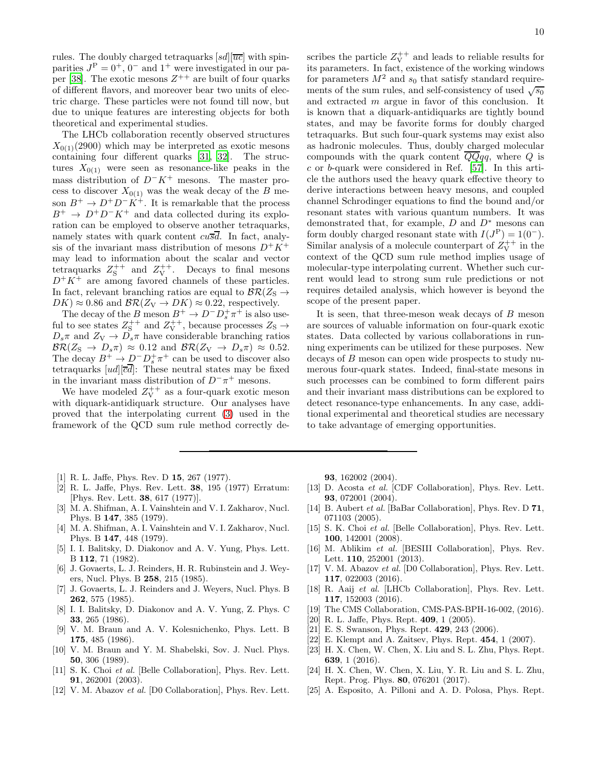rules. The doubly charged tetraquarks $[sd][\overline{uc}]$ with spin-parities $J^{\rm P}=0^+$, $0^-$ and $1^+$ were investigated in our paper [38]. The exotic mesons $Z^{++}$ are built of four quarks of different flavors, and moreover bear two units of electric charge. These particles were not found till now, but due to unique features are interesting objects for both theoretical and experimental studies.

The LHCb collaboration recently observed structures $X_{0(1)}(2900)$ which may be interpreted as exotic mesons containing four different quarks [31, 32]. The structures $X_{0(1)}$ were seen as resonance-like peaks in the mass distribution of $D^-K^+$ mesons. The master process to discover $X_{0(1)}$ was the weak decay of the $B$ meson $B^+ \to D^+D^-K^+$. It is remarkable that the process $B^+ \to D^+D^-K^+$ and data collected during its exploration can be employed to observe another tetraquarks, namely states with quark content $cu\overline{s}\overline{d}$. In fact, analysis of the invariant mass distribution of mesons $D^+K^+$ may lead to information about the scalar and vector tetraquarks $Z_{\rm S}^{++}$ and $Z_{\rm V}^{++}$. Decays to final mesons $D^+K^+$ are among favored channels of these particles. In fact, relevant branching ratios are equal to $\mathcal{BR}(Z_{\rm S} \to DK) \approx 0.86$ and $\mathcal{BR}(Z_{\rm V} \to DK) \approx 0.22$, respectively.

The decay of the $B$ meson $B^+ \to D^-D_s^+\pi^+$ is also useful to see states $Z_{\rm S}^{++}$ and $Z_{\rm V}^{++}$, because processes $Z_{\rm S} \to D_s\pi$ and $Z_{\rm V} \to D_s\pi$ have considerable branching ratios $\mathcal{BR}(Z_{\rm S} \to D_s\pi) \approx 0.12$ and $\mathcal{BR}(Z_{\rm V} \to D_s\pi) \approx 0.52$. The decay $B^+ \to D^-D_s^+\pi^+$ can be used to discover also tetraquarks $[ud][\overline{cd}]$: These neutral states may be fixed in the invariant mass distribution of $D^-\pi^+$ mesons.

We have modeled $Z_{\rm V}^{++}$ as a four-quark exotic meson with diquark-antidiquark structure. Our analyses have proved that the interpolating current (3) used in the framework of the QCD sum rule method correctly describes the particle $Z_{\rm V}^{++}$ and leads to reliable results for its parameters. In fact, existence of the working windows for parameters $M^2$ and $s_0$ that satisfy standard requirements of the sum rules, and self-consistency of used $\sqrt{s_0}$ and extracted $m$ argue in favor of this conclusion. It is known that a diquark-antidiquarks are tightly bound states, and may be favorite forms for doubly charged tetraquarks. But such four-quark systems may exist also as hadronic molecules. Thus, doubly charged molecular compounds with the quark content $\overline{QQ}qq$, where $Q$ is $c$ or $b$-quark were considered in Ref. [57]. In this article the authors used the heavy quark effective theory to derive interactions between heavy mesons, and coupled channel Schrodinger equations to find the bound and/or resonant states with various quantum numbers. It was demonstrated that, for example, $D$ and $D^*$ mesons can form doubly charged resonant state with $I(J^{\rm P})=1(0^-)$. Similar analysis of a molecule counterpart of $Z_{\rm V}^{++}$ in the context of the QCD sum rule method implies usage of molecular-type interpolating current. Whether such current would lead to strong sum rule predictions or not requires detailed analysis, which however is beyond the scope of the present paper.

It is seen, that three-meson weak decays of $B$ meson are sources of valuable information on four-quark exotic states. Data collected by various collaborations in running experiments can be utilized for these purposes. New decays of $B$ meson can open wide prospects to study numerous four-quark states. Indeed, final-state mesons in such processes can be combined to form different pairs and their invariant mass distributions can be explored to detect resonance-type enhancements. In any case, additional experimental and theoretical studies are necessary to take advantage of emerging opportunities.

---

[1] R. L. Jaffe, Phys. Rev. D **15**, 267 (1977).
[2] R. L. Jaffe, Phys. Rev. Lett. **38**, 195 (1977) Erratum: [Phys. Rev. Lett. **38**, 617 (1977)].
[3] M. A. Shifman, A. I. Vainshtein and V. I. Zakharov, Nucl. Phys. B **147**, 385 (1979).
[4] M. A. Shifman, A. I. Vainshtein and V. I. Zakharov, Nucl. Phys. B **147**, 448 (1979).
[5] I. I. Balitsky, D. Diakonov and A. V. Yung, Phys. Lett. B **112**, 71 (1982).
[6] J. Govaerts, L. J. Reinders, H. R. Rubinstein and J. Weyers, Nucl. Phys. B **258**, 215 (1985).
[7] J. Govaerts, L. J. Reinders and J. Weyers, Nucl. Phys. B **262**, 575 (1985).
[8] I. I. Balitsky, D. Diakonov and A. V. Yung, Z. Phys. C **33**, 265 (1986).
[9] V. M. Braun and A. V. Kolesnichenko, Phys. Lett. B **175**, 485 (1986).
[10] V. M. Braun and Y. M. Shabelski, Sov. J. Nucl. Phys. **50**, 306 (1989).
[11] S. K. Choi *et al.* [Belle Collaboration], Phys. Rev. Lett. **91**, 262001 (2003).
[12] V. M. Abazov *et al.* [D0 Collaboration], Phys. Rev. Lett. **93**, 162002 (2004).
[13] D. Acosta *et al.* [CDF Collaboration], Phys. Rev. Lett. **93**, 072001 (2004).
[14] B. Aubert *et al.* [BaBar Collaboration], Phys. Rev. D **71**, 071103 (2005).
[15] S. K. Choi *et al.* [Belle Collaboration], Phys. Rev. Lett. **100**, 142001 (2008).
[16] M. Ablikim *et al.* [BESIII Collaboration], Phys. Rev. Lett. **110**, 252001 (2013).
[17] V. M. Abazov *et al.* [D0 Collaboration], Phys. Rev. Lett. **117**, 022003 (2016).
[18] R. Aaij *et al.* [LHCb Collaboration], Phys. Rev. Lett. **117**, 152003 (2016).
[19] The CMS Collaboration, CMS-PAS-BPH-16-002, (2016).
[20] R. L. Jaffe, Phys. Rept. **409**, 1 (2005).
[21] E. S. Swanson, Phys. Rept. **429**, 243 (2006).
[22] E. Klempt and A. Zaitsev, Phys. Rept. **454**, 1 (2007).
[23] H. X. Chen, W. Chen, X. Liu and S. L. Zhu, Phys. Rept. **639**, 1 (2016).
[24] H. X. Chen, W. Chen, X. Liu, Y. R. Liu and S. L. Zhu, Rept. Prog. Phys. **80**, 076201 (2017).
[25] A. Esposito, A. Pilloni and A. D. Polosa, Phys. Rept.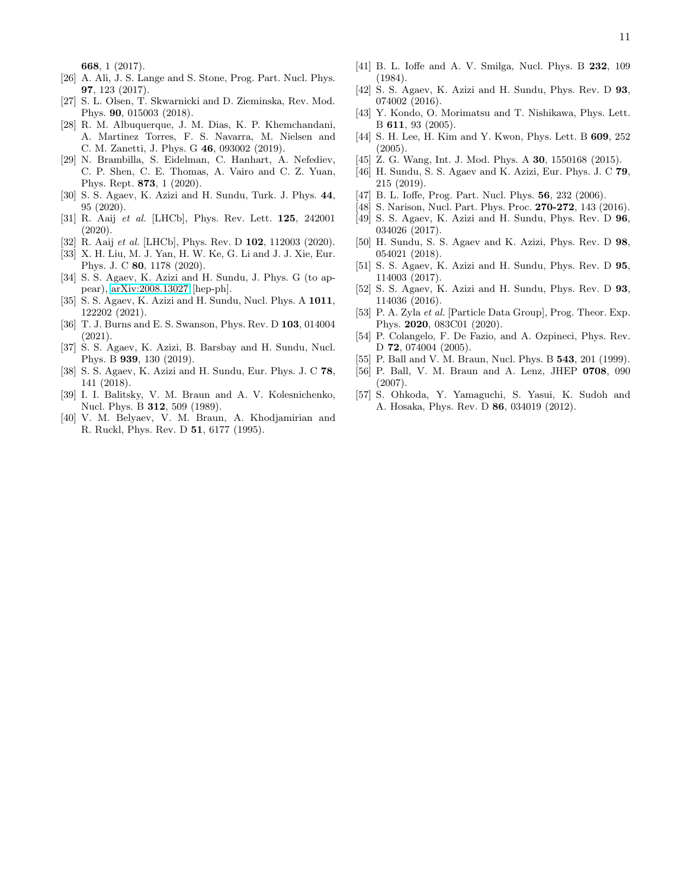**668**, 1 (2017).

[26] A. Ali, J. S. Lange and S. Stone, Prog. Part. Nucl. Phys. **97**, 123 (2017).

[27] S. L. Olsen, T. Skwarnicki and D. Zieminska, Rev. Mod. Phys. **90**, 015003 (2018).

[28] R. M. Albuquerque, J. M. Dias, K. P. Khemchandani, A. Martinez Torres, F. S. Navarra, M. Nielsen and C. M. Zanetti, J. Phys. G **46**, 093002 (2019).

[29] N. Brambilla, S. Eidelman, C. Hanhart, A. Nefediev, C. P. Shen, C. E. Thomas, A. Vairo and C. Z. Yuan, Phys. Rept. **873**, 1 (2020).

[30] S. S. Agaev, K. Azizi and H. Sundu, Turk. J. Phys. **44**, 95 (2020).

[31] R. Aaij *et al.* [LHCb], Phys. Rev. Lett. **125**, 242001 (2020).

[32] R. Aaij *et al.* [LHCb], Phys. Rev. D **102**, 112003 (2020).

[33] X. H. Liu, M. J. Yan, H. W. Ke, G. Li and J. J. Xie, Eur. Phys. J. C **80**, 1178 (2020).

[34] S. S. Agaev, K. Azizi and H. Sundu, J. Phys. G (to appear), arXiv:2008.13027 [hep-ph].

[35] S. S. Agaev, K. Azizi and H. Sundu, Nucl. Phys. A **1011**, 122202 (2021).

[36] T. J. Burns and E. S. Swanson, Phys. Rev. D **103**, 014004 (2021).

[37] S. S. Agaev, K. Azizi, B. Barsbay and H. Sundu, Nucl. Phys. B **939**, 130 (2019).

[38] S. S. Agaev, K. Azizi and H. Sundu, Eur. Phys. J. C **78**, 141 (2018).

[39] I. I. Balitsky, V. M. Braun and A. V. Kolesnichenko, Nucl. Phys. B **312**, 509 (1989).

[40] V. M. Belyaev, V. M. Braun, A. Khodjamirian and R. Ruckl, Phys. Rev. D **51**, 6177 (1995).

[41] B. L. Ioffe and A. V. Smilga, Nucl. Phys. B **232**, 109 (1984).

[42] S. S. Agaev, K. Azizi and H. Sundu, Phys. Rev. D **93**, 074002 (2016).

[43] Y. Kondo, O. Morimatsu and T. Nishikawa, Phys. Lett. B **611**, 93 (2005).

[44] S. H. Lee, H. Kim and Y. Kwon, Phys. Lett. B **609**, 252 (2005).

[45] Z. G. Wang, Int. J. Mod. Phys. A **30**, 1550168 (2015).

[46] H. Sundu, S. S. Agaev and K. Azizi, Eur. Phys. J. C **79**, 215 (2019).

[47] B. L. Ioffe, Prog. Part. Nucl. Phys. **56**, 232 (2006).

[48] S. Narison, Nucl. Part. Phys. Proc. **270-272**, 143 (2016).

[49] S. S. Agaev, K. Azizi and H. Sundu, Phys. Rev. D **96**, 034026 (2017).

[50] H. Sundu, S. S. Agaev and K. Azizi, Phys. Rev. D **98**, 054021 (2018).

[51] S. S. Agaev, K. Azizi and H. Sundu, Phys. Rev. D **95**, 114003 (2017).

[52] S. S. Agaev, K. Azizi and H. Sundu, Phys. Rev. D **93**, 114036 (2016).

[53] P. A. Zyla *et al.* [Particle Data Group], Prog. Theor. Exp. Phys. **2020**, 083C01 (2020).

[54] P. Colangelo, F. De Fazio, and A. Ozpineci, Phys. Rev. D **72**, 074004 (2005).

[55] P. Ball and V. M. Braun, Nucl. Phys. B **543**, 201 (1999).

[56] P. Ball, V. M. Braun and A. Lenz, JHEP **0708**, 090 (2007).

[57] S. Ohkoda, Y. Yamaguchi, S. Yasui, K. Sudoh and A. Hosaka, Phys. Rev. D **86**, 034019 (2012).